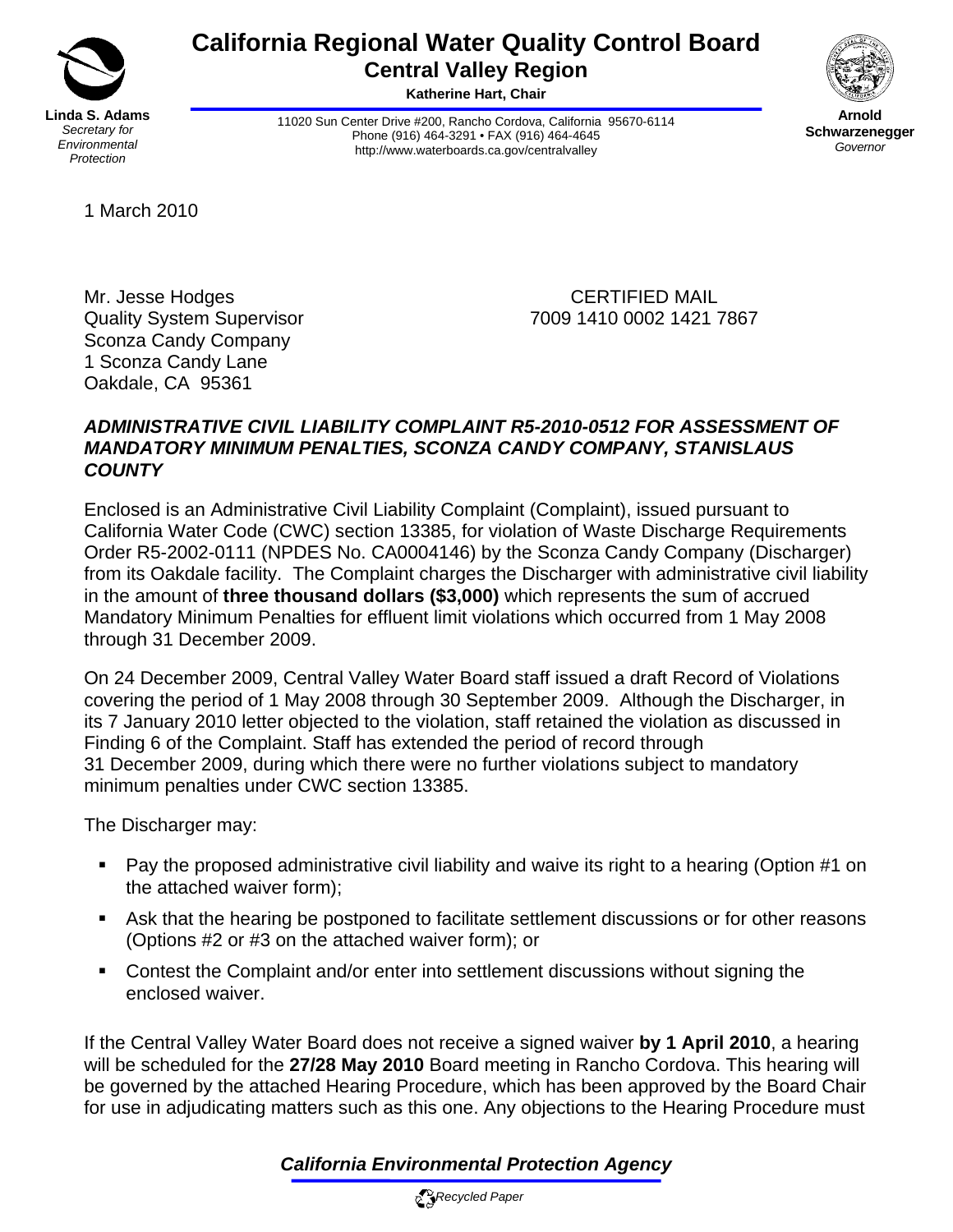# California Regional Water Quality Control Board
## Central Valley Region

**Katherine Hart, Chair**

**Linda S. Adams**
*Secretary for Environmental Protection*

11020 Sun Center Drive #200, Rancho Cordova, California 95670-6114
Phone (916) 464-3291 • FAX (916) 464-4645
http://www.waterboards.ca.gov/centralvalley

**Arnold Schwarzenegger**
*Governor*

1 March 2010

Mr. Jesse Hodges
Quality System Supervisor
Sconza Candy Company
1 Sconza Candy Lane
Oakdale, CA 95361

CERTIFIED MAIL
7009 1410 0002 1421 7867

***ADMINISTRATIVE CIVIL LIABILITY COMPLAINT R5-2010-0512 FOR ASSESSMENT OF MANDATORY MINIMUM PENALTIES, SCONZA CANDY COMPANY, STANISLAUS COUNTY***

Enclosed is an Administrative Civil Liability Complaint (Complaint), issued pursuant to California Water Code (CWC) section 13385, for violation of Waste Discharge Requirements Order R5-2002-0111 (NPDES No. CA0004146) by the Sconza Candy Company (Discharger) from its Oakdale facility. The Complaint charges the Discharger with administrative civil liability in the amount of **three thousand dollars ($3,000)** which represents the sum of accrued Mandatory Minimum Penalties for effluent limit violations which occurred from 1 May 2008 through 31 December 2009.

On 24 December 2009, Central Valley Water Board staff issued a draft Record of Violations covering the period of 1 May 2008 through 30 September 2009. Although the Discharger, in its 7 January 2010 letter objected to the violation, staff retained the violation as discussed in Finding 6 of the Complaint. Staff has extended the period of record through 31 December 2009, during which there were no further violations subject to mandatory minimum penalties under CWC section 13385.

The Discharger may:

- Pay the proposed administrative civil liability and waive its right to a hearing (Option #1 on the attached waiver form);
- Ask that the hearing be postponed to facilitate settlement discussions or for other reasons (Options #2 or #3 on the attached waiver form); or
- Contest the Complaint and/or enter into settlement discussions without signing the enclosed waiver.

If the Central Valley Water Board does not receive a signed waiver **by 1 April 2010**, a hearing will be scheduled for the **27/28 May 2010** Board meeting in Rancho Cordova. This hearing will be governed by the attached Hearing Procedure, which has been approved by the Board Chair for use in adjudicating matters such as this one. Any objections to the Hearing Procedure must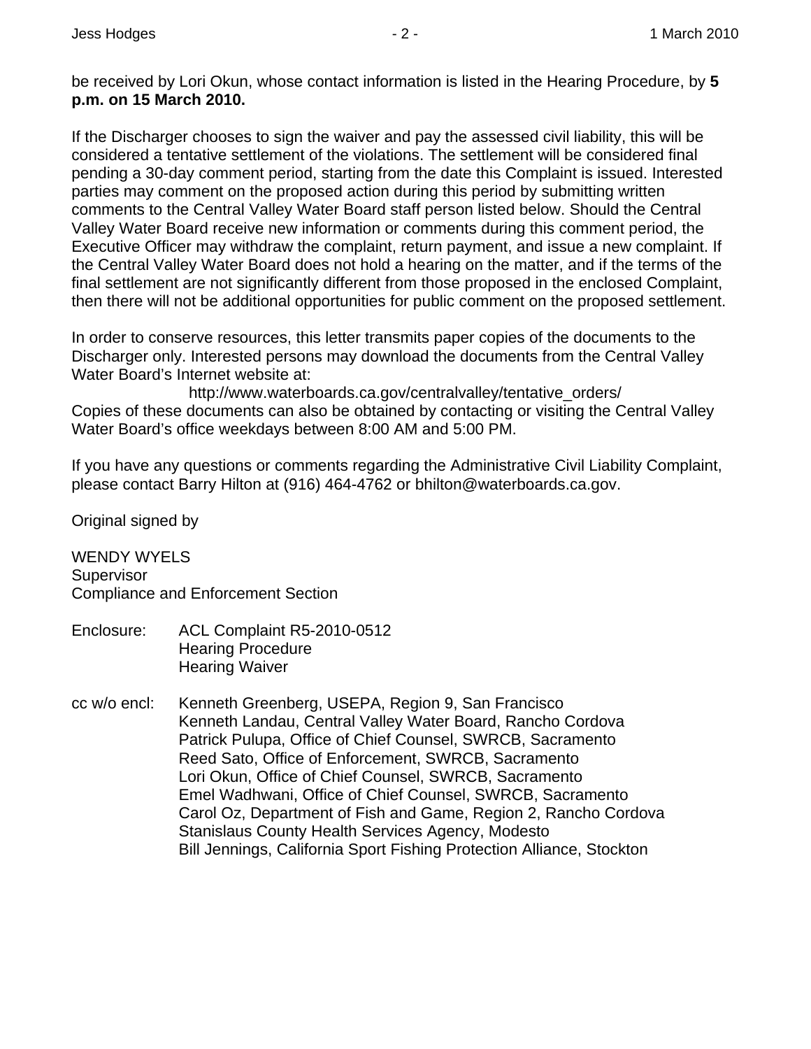be received by Lori Okun, whose contact information is listed in the Hearing Procedure, by **5 p.m. on 15 March 2010.**

If the Discharger chooses to sign the waiver and pay the assessed civil liability, this will be considered a tentative settlement of the violations. The settlement will be considered final pending a 30-day comment period, starting from the date this Complaint is issued. Interested parties may comment on the proposed action during this period by submitting written comments to the Central Valley Water Board staff person listed below. Should the Central Valley Water Board receive new information or comments during this comment period, the Executive Officer may withdraw the complaint, return payment, and issue a new complaint. If the Central Valley Water Board does not hold a hearing on the matter, and if the terms of the final settlement are not significantly different from those proposed in the enclosed Complaint, then there will not be additional opportunities for public comment on the proposed settlement.

In order to conserve resources, this letter transmits paper copies of the documents to the Discharger only. Interested persons may download the documents from the Central Valley Water Board's Internet website at:

http://www.waterboards.ca.gov/centralvalley/tentative_orders/

Copies of these documents can also be obtained by contacting or visiting the Central Valley Water Board's office weekdays between 8:00 AM and 5:00 PM.

If you have any questions or comments regarding the Administrative Civil Liability Complaint, please contact Barry Hilton at (916) 464-4762 or bhilton@waterboards.ca.gov.

Original signed by

WENDY WYELS
Supervisor
Compliance and Enforcement Section

Enclosure: ACL Complaint R5-2010-0512
Hearing Procedure
Hearing Waiver

cc w/o encl: Kenneth Greenberg, USEPA, Region 9, San Francisco
Kenneth Landau, Central Valley Water Board, Rancho Cordova
Patrick Pulupa, Office of Chief Counsel, SWRCB, Sacramento
Reed Sato, Office of Enforcement, SWRCB, Sacramento
Lori Okun, Office of Chief Counsel, SWRCB, Sacramento
Emel Wadhwani, Office of Chief Counsel, SWRCB, Sacramento
Carol Oz, Department of Fish and Game, Region 2, Rancho Cordova
Stanislaus County Health Services Agency, Modesto
Bill Jennings, California Sport Fishing Protection Alliance, Stockton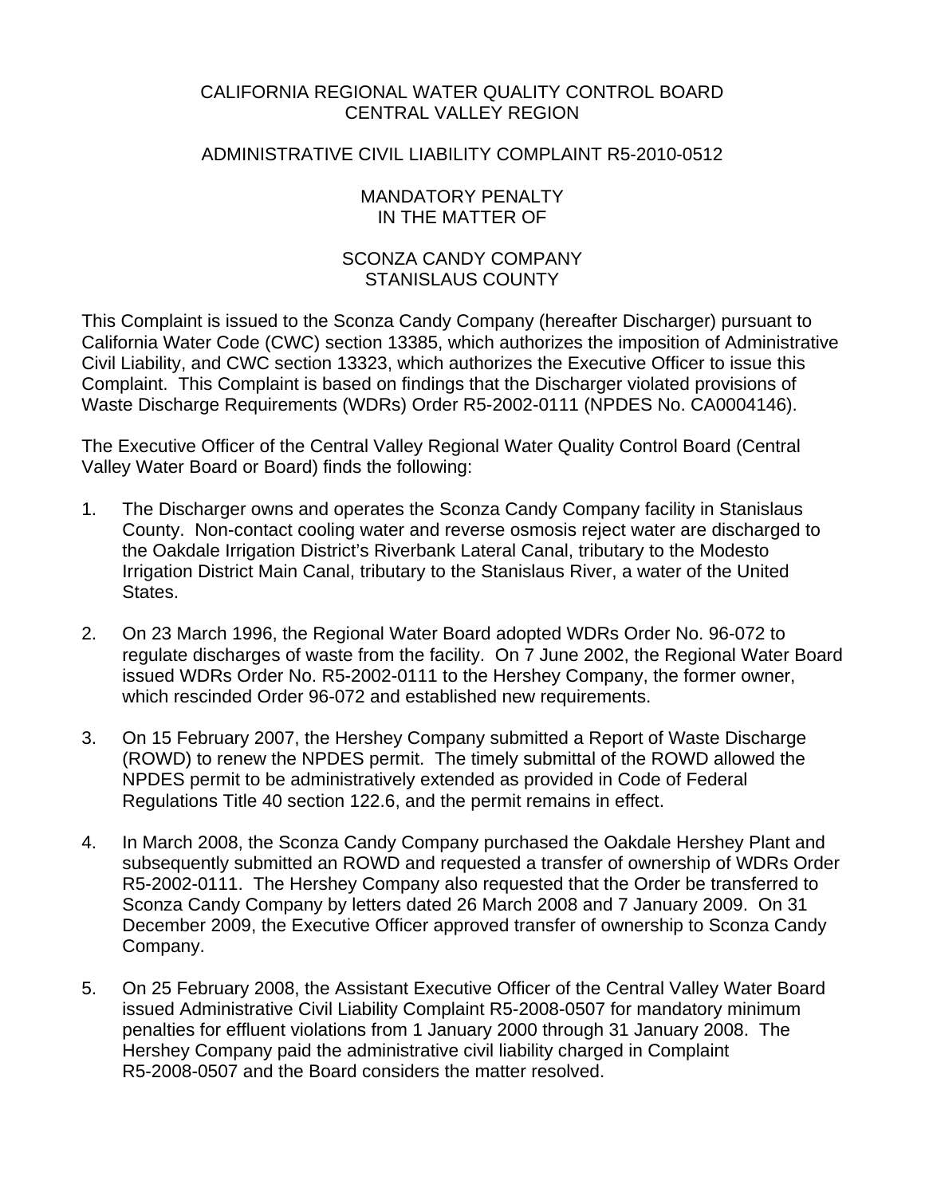CALIFORNIA REGIONAL WATER QUALITY CONTROL BOARD
CENTRAL VALLEY REGION

ADMINISTRATIVE CIVIL LIABILITY COMPLAINT R5-2010-0512

MANDATORY PENALTY
IN THE MATTER OF

SCONZA CANDY COMPANY
STANISLAUS COUNTY

This Complaint is issued to the Sconza Candy Company (hereafter Discharger) pursuant to California Water Code (CWC) section 13385, which authorizes the imposition of Administrative Civil Liability, and CWC section 13323, which authorizes the Executive Officer to issue this Complaint. This Complaint is based on findings that the Discharger violated provisions of Waste Discharge Requirements (WDRs) Order R5-2002-0111 (NPDES No. CA0004146).

The Executive Officer of the Central Valley Regional Water Quality Control Board (Central Valley Water Board or Board) finds the following:

1. The Discharger owns and operates the Sconza Candy Company facility in Stanislaus County. Non-contact cooling water and reverse osmosis reject water are discharged to the Oakdale Irrigation District's Riverbank Lateral Canal, tributary to the Modesto Irrigation District Main Canal, tributary to the Stanislaus River, a water of the United States.

2. On 23 March 1996, the Regional Water Board adopted WDRs Order No. 96-072 to regulate discharges of waste from the facility. On 7 June 2002, the Regional Water Board issued WDRs Order No. R5-2002-0111 to the Hershey Company, the former owner, which rescinded Order 96-072 and established new requirements.

3. On 15 February 2007, the Hershey Company submitted a Report of Waste Discharge (ROWD) to renew the NPDES permit. The timely submittal of the ROWD allowed the NPDES permit to be administratively extended as provided in Code of Federal Regulations Title 40 section 122.6, and the permit remains in effect.

4. In March 2008, the Sconza Candy Company purchased the Oakdale Hershey Plant and subsequently submitted an ROWD and requested a transfer of ownership of WDRs Order R5-2002-0111. The Hershey Company also requested that the Order be transferred to Sconza Candy Company by letters dated 26 March 2008 and 7 January 2009. On 31 December 2009, the Executive Officer approved transfer of ownership to Sconza Candy Company.

5. On 25 February 2008, the Assistant Executive Officer of the Central Valley Water Board issued Administrative Civil Liability Complaint R5-2008-0507 for mandatory minimum penalties for effluent violations from 1 January 2000 through 31 January 2008. The Hershey Company paid the administrative civil liability charged in Complaint R5-2008-0507 and the Board considers the matter resolved.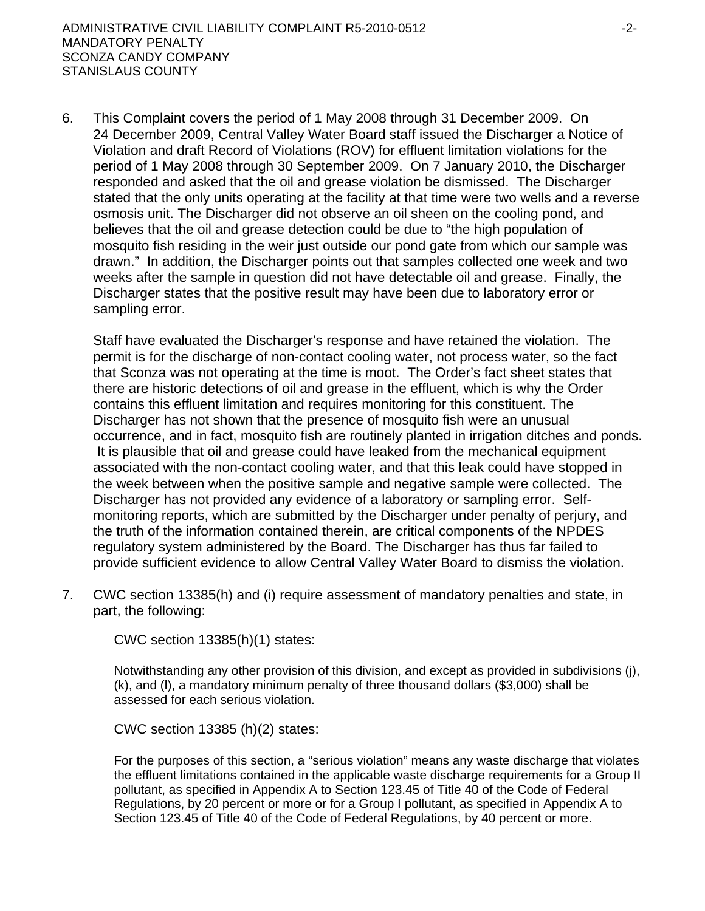6. This Complaint covers the period of 1 May 2008 through 31 December 2009. On 24 December 2009, Central Valley Water Board staff issued the Discharger a Notice of Violation and draft Record of Violations (ROV) for effluent limitation violations for the period of 1 May 2008 through 30 September 2009. On 7 January 2010, the Discharger responded and asked that the oil and grease violation be dismissed. The Discharger stated that the only units operating at the facility at that time were two wells and a reverse osmosis unit. The Discharger did not observe an oil sheen on the cooling pond, and believes that the oil and grease detection could be due to "the high population of mosquito fish residing in the weir just outside our pond gate from which our sample was drawn." In addition, the Discharger points out that samples collected one week and two weeks after the sample in question did not have detectable oil and grease. Finally, the Discharger states that the positive result may have been due to laboratory error or sampling error.

   Staff have evaluated the Discharger's response and have retained the violation. The permit is for the discharge of non-contact cooling water, not process water, so the fact that Sconza was not operating at the time is moot. The Order's fact sheet states that there are historic detections of oil and grease in the effluent, which is why the Order contains this effluent limitation and requires monitoring for this constituent. The Discharger has not shown that the presence of mosquito fish were an unusual occurrence, and in fact, mosquito fish are routinely planted in irrigation ditches and ponds. It is plausible that oil and grease could have leaked from the mechanical equipment associated with the non-contact cooling water, and that this leak could have stopped in the week between when the positive sample and negative sample were collected. The Discharger has not provided any evidence of a laboratory or sampling error. Self-monitoring reports, which are submitted by the Discharger under penalty of perjury, and the truth of the information contained therein, are critical components of the NPDES regulatory system administered by the Board. The Discharger has thus far failed to provide sufficient evidence to allow Central Valley Water Board to dismiss the violation.

7. CWC section 13385(h) and (i) require assessment of mandatory penalties and state, in part, the following:

   CWC section 13385(h)(1) states:

   > Notwithstanding any other provision of this division, and except as provided in subdivisions (j), (k), and (l), a mandatory minimum penalty of three thousand dollars ($3,000) shall be assessed for each serious violation.

   CWC section 13385 (h)(2) states:

   > For the purposes of this section, a "serious violation" means any waste discharge that violates the effluent limitations contained in the applicable waste discharge requirements for a Group II pollutant, as specified in Appendix A to Section 123.45 of Title 40 of the Code of Federal Regulations, by 20 percent or more or for a Group I pollutant, as specified in Appendix A to Section 123.45 of Title 40 of the Code of Federal Regulations, by 40 percent or more.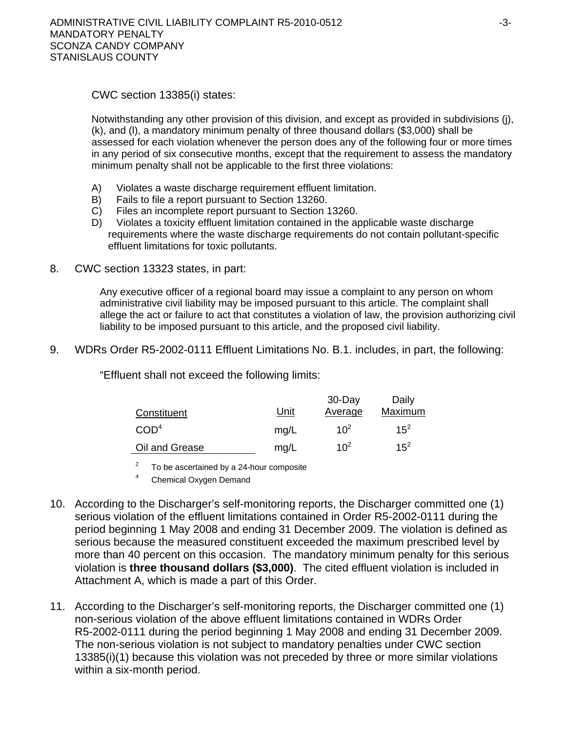CWC section 13385(i) states:

Notwithstanding any other provision of this division, and except as provided in subdivisions (j), (k), and (l), a mandatory minimum penalty of three thousand dollars ($3,000) shall be assessed for each violation whenever the person does any of the following four or more times in any period of six consecutive months, except that the requirement to assess the mandatory minimum penalty shall not be applicable to the first three violations:

A) Violates a waste discharge requirement effluent limitation.
B) Fails to file a report pursuant to Section 13260.
C) Files an incomplete report pursuant to Section 13260.
D) Violates a toxicity effluent limitation contained in the applicable waste discharge requirements where the waste discharge requirements do not contain pollutant-specific effluent limitations for toxic pollutants.

8. CWC section 13323 states, in part:

Any executive officer of a regional board may issue a complaint to any person on whom administrative civil liability may be imposed pursuant to this article. The complaint shall allege the act or failure to act that constitutes a violation of law, the provision authorizing civil liability to be imposed pursuant to this article, and the proposed civil liability.

9. WDRs Order R5-2002-0111 Effluent Limitations No. B.1. includes, in part, the following:

"Effluent shall not exceed the following limits:

| Constituent | Unit | 30-Day Average | Daily Maximum |
|---|---|---|---|
| COD[4] | mg/L | 10[2] | 15[2] |
| Oil and Grease | mg/L | 10[2] | 15[2] |

[2] To be ascertained by a 24-hour composite

[4] Chemical Oxygen Demand

10. According to the Discharger's self-monitoring reports, the Discharger committed one (1) serious violation of the effluent limitations contained in Order R5-2002-0111 during the period beginning 1 May 2008 and ending 31 December 2009. The violation is defined as serious because the measured constituent exceeded the maximum prescribed level by more than 40 percent on this occasion. The mandatory minimum penalty for this serious violation is **three thousand dollars ($3,000)**. The cited effluent violation is included in Attachment A, which is made a part of this Order.

11. According to the Discharger's self-monitoring reports, the Discharger committed one (1) non-serious violation of the above effluent limitations contained in WDRs Order R5-2002-0111 during the period beginning 1 May 2008 and ending 31 December 2009. The non-serious violation is not subject to mandatory penalties under CWC section 13385(i)(1) because this violation was not preceded by three or more similar violations within a six-month period.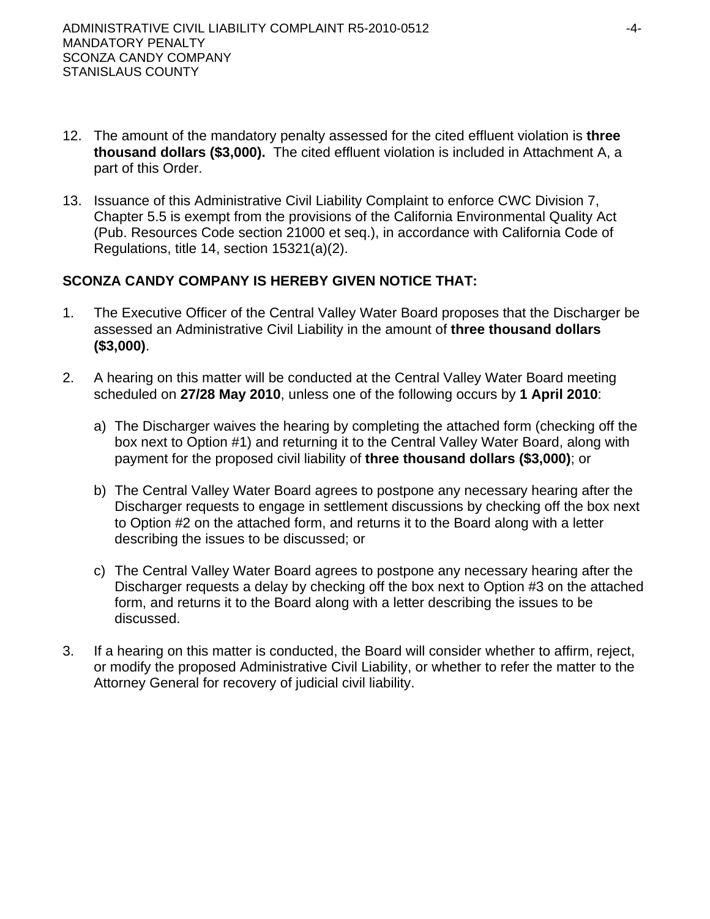12. The amount of the mandatory penalty assessed for the cited effluent violation is **three thousand dollars ($3,000).** The cited effluent violation is included in Attachment A, a part of this Order.

13. Issuance of this Administrative Civil Liability Complaint to enforce CWC Division 7, Chapter 5.5 is exempt from the provisions of the California Environmental Quality Act (Pub. Resources Code section 21000 et seq.), in accordance with California Code of Regulations, title 14, section 15321(a)(2).

**SCONZA CANDY COMPANY IS HEREBY GIVEN NOTICE THAT:**

1. The Executive Officer of the Central Valley Water Board proposes that the Discharger be assessed an Administrative Civil Liability in the amount of **three thousand dollars ($3,000)**.

2. A hearing on this matter will be conducted at the Central Valley Water Board meeting scheduled on **27/28 May 2010**, unless one of the following occurs by **1 April 2010**:

   a) The Discharger waives the hearing by completing the attached form (checking off the box next to Option #1) and returning it to the Central Valley Water Board, along with payment for the proposed civil liability of **three thousand dollars ($3,000)**; or

   b) The Central Valley Water Board agrees to postpone any necessary hearing after the Discharger requests to engage in settlement discussions by checking off the box next to Option #2 on the attached form, and returns it to the Board along with a letter describing the issues to be discussed; or

   c) The Central Valley Water Board agrees to postpone any necessary hearing after the Discharger requests a delay by checking off the box next to Option #3 on the attached form, and returns it to the Board along with a letter describing the issues to be discussed.

3. If a hearing on this matter is conducted, the Board will consider whether to affirm, reject, or modify the proposed Administrative Civil Liability, or whether to refer the matter to the Attorney General for recovery of judicial civil liability.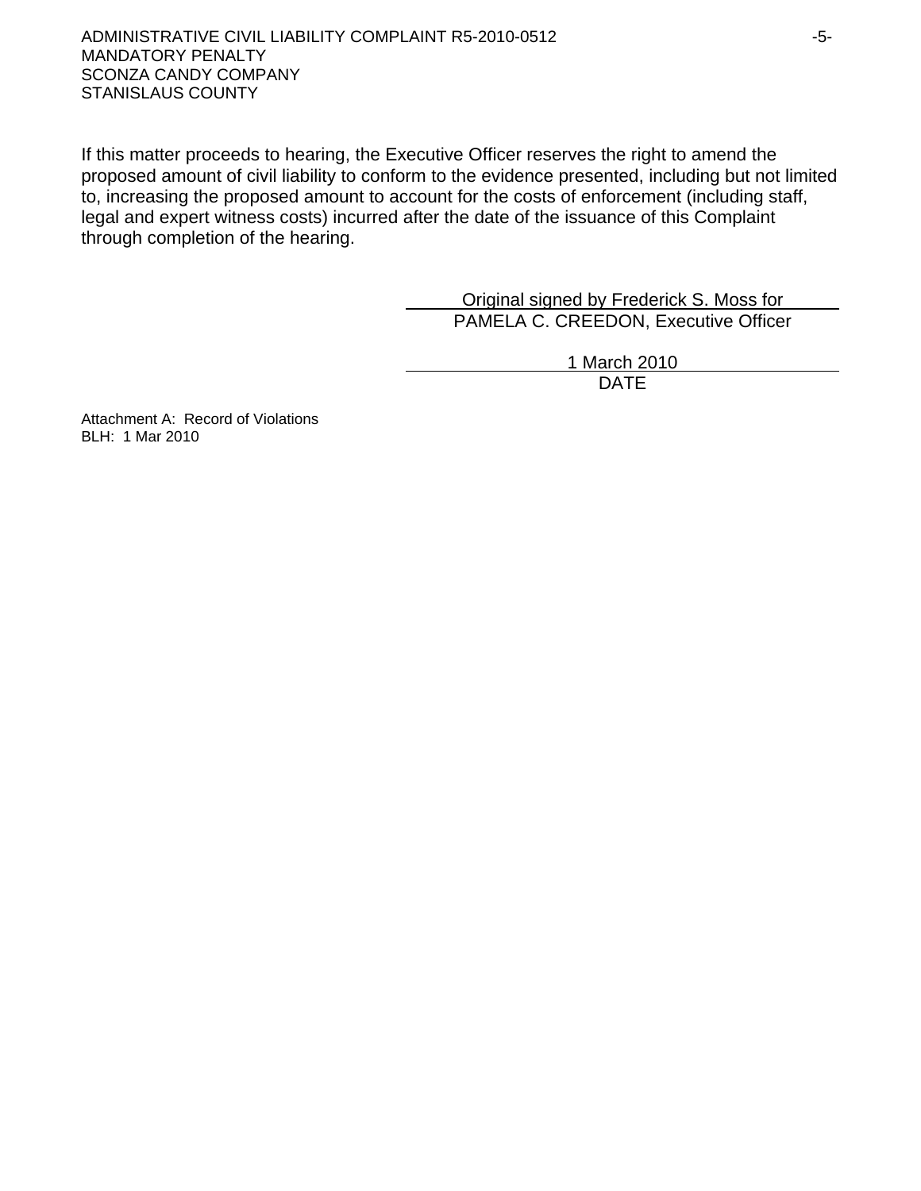If this matter proceeds to hearing, the Executive Officer reserves the right to amend the proposed amount of civil liability to conform to the evidence presented, including but not limited to, increasing the proposed amount to account for the costs of enforcement (including staff, legal and expert witness costs) incurred after the date of the issuance of this Complaint through completion of the hearing.

Original signed by Frederick S. Moss for
PAMELA C. CREEDON, Executive Officer

1 March 2010
DATE

Attachment A: Record of Violations
BLH: 1 Mar 2010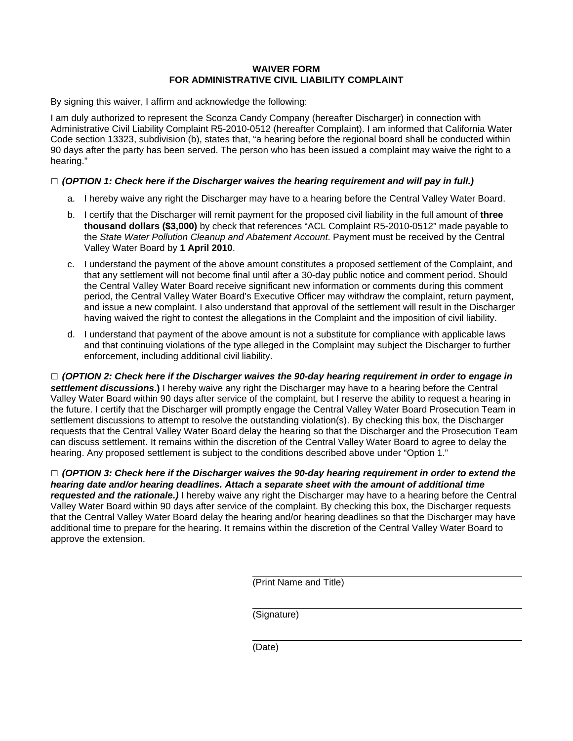**WAIVER FORM**
**FOR ADMINISTRATIVE CIVIL LIABILITY COMPLAINT**

By signing this waiver, I affirm and acknowledge the following:

I am duly authorized to represent the Sconza Candy Company (hereafter Discharger) in connection with Administrative Civil Liability Complaint R5-2010-0512 (hereafter Complaint). I am informed that California Water Code section 13323, subdivision (b), states that, "a hearing before the regional board shall be conducted within 90 days after the party has been served. The person who has been issued a complaint may waive the right to a hearing."

□ ***(OPTION 1: Check here if the Discharger waives the hearing requirement and will pay in full.)***

a. I hereby waive any right the Discharger may have to a hearing before the Central Valley Water Board.

b. I certify that the Discharger will remit payment for the proposed civil liability in the full amount of **three thousand dollars ($3,000)** by check that references "ACL Complaint R5-2010-0512" made payable to the *State Water Pollution Cleanup and Abatement Account*. Payment must be received by the Central Valley Water Board by **1 April 2010**.

c. I understand the payment of the above amount constitutes a proposed settlement of the Complaint, and that any settlement will not become final until after a 30-day public notice and comment period. Should the Central Valley Water Board receive significant new information or comments during this comment period, the Central Valley Water Board's Executive Officer may withdraw the complaint, return payment, and issue a new complaint. I also understand that approval of the settlement will result in the Discharger having waived the right to contest the allegations in the Complaint and the imposition of civil liability.

d. I understand that payment of the above amount is not a substitute for compliance with applicable laws and that continuing violations of the type alleged in the Complaint may subject the Discharger to further enforcement, including additional civil liability.

□ ***(OPTION 2: Check here if the Discharger waives the 90-day hearing requirement in order to engage in settlement discussions*.)** I hereby waive any right the Discharger may have to a hearing before the Central Valley Water Board within 90 days after service of the complaint, but I reserve the ability to request a hearing in the future. I certify that the Discharger will promptly engage the Central Valley Water Board Prosecution Team in settlement discussions to attempt to resolve the outstanding violation(s). By checking this box, the Discharger requests that the Central Valley Water Board delay the hearing so that the Discharger and the Prosecution Team can discuss settlement. It remains within the discretion of the Central Valley Water Board to agree to delay the hearing. Any proposed settlement is subject to the conditions described above under "Option 1."

□ ***(OPTION 3: Check here if the Discharger waives the 90-day hearing requirement in order to extend the hearing date and/or hearing deadlines. Attach a separate sheet with the amount of additional time requested and the rationale.)*** I hereby waive any right the Discharger may have to a hearing before the Central Valley Water Board within 90 days after service of the complaint. By checking this box, the Discharger requests that the Central Valley Water Board delay the hearing and/or hearing deadlines so that the Discharger may have additional time to prepare for the hearing. It remains within the discretion of the Central Valley Water Board to approve the extension.

_______________________________
(Print Name and Title)

_______________________________
(Signature)

_______________________________
(Date)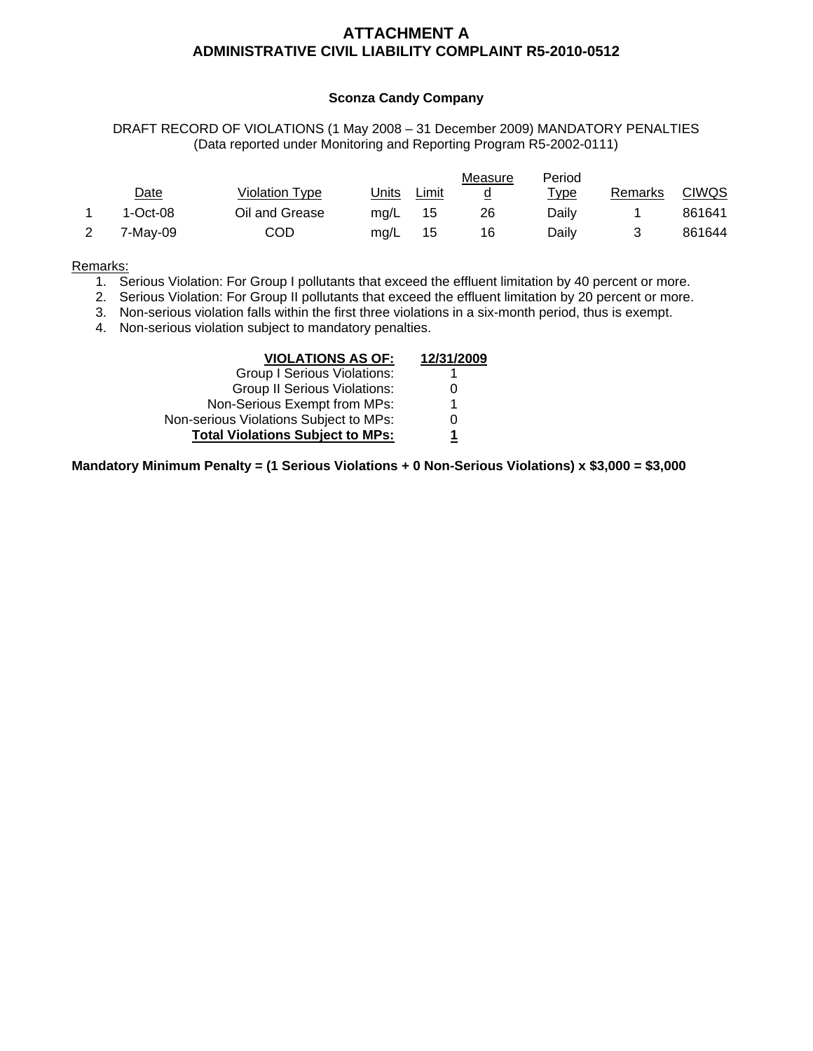# ATTACHMENT A
## ADMINISTRATIVE CIVIL LIABILITY COMPLAINT R5-2010-0512

**Sconza Candy Company**

DRAFT RECORD OF VIOLATIONS (1 May 2008 – 31 December 2009) MANDATORY PENALTIES
(Data reported under Monitoring and Reporting Program R5-2002-0111)

| | Date | Violation Type | Units | Limit | Measured | Period Type | Remarks | CIWQS |
|---|---|---|---|---|---|---|---|---|
| 1 | 1-Oct-08 | Oil and Grease | mg/L | 15 | 26 | Daily | 1 | 861641 |
| 2 | 7-May-09 | COD | mg/L | 15 | 16 | Daily | 3 | 861644 |

Remarks:

1. Serious Violation: For Group I pollutants that exceed the effluent limitation by 40 percent or more.
2. Serious Violation: For Group II pollutants that exceed the effluent limitation by 20 percent or more.
3. Non-serious violation falls within the first three violations in a six-month period, thus is exempt.
4. Non-serious violation subject to mandatory penalties.

| **VIOLATIONS AS OF:** | **12/31/2009** |
|---|---|
| Group I Serious Violations: | 1 |
| Group II Serious Violations: | 0 |
| Non-Serious Exempt from MPs: | 1 |
| Non-serious Violations Subject to MPs: | 0 |
| **Total Violations Subject to MPs:** | **1** |

**Mandatory Minimum Penalty = (1 Serious Violations + 0 Non-Serious Violations) x $3,000 = $3,000**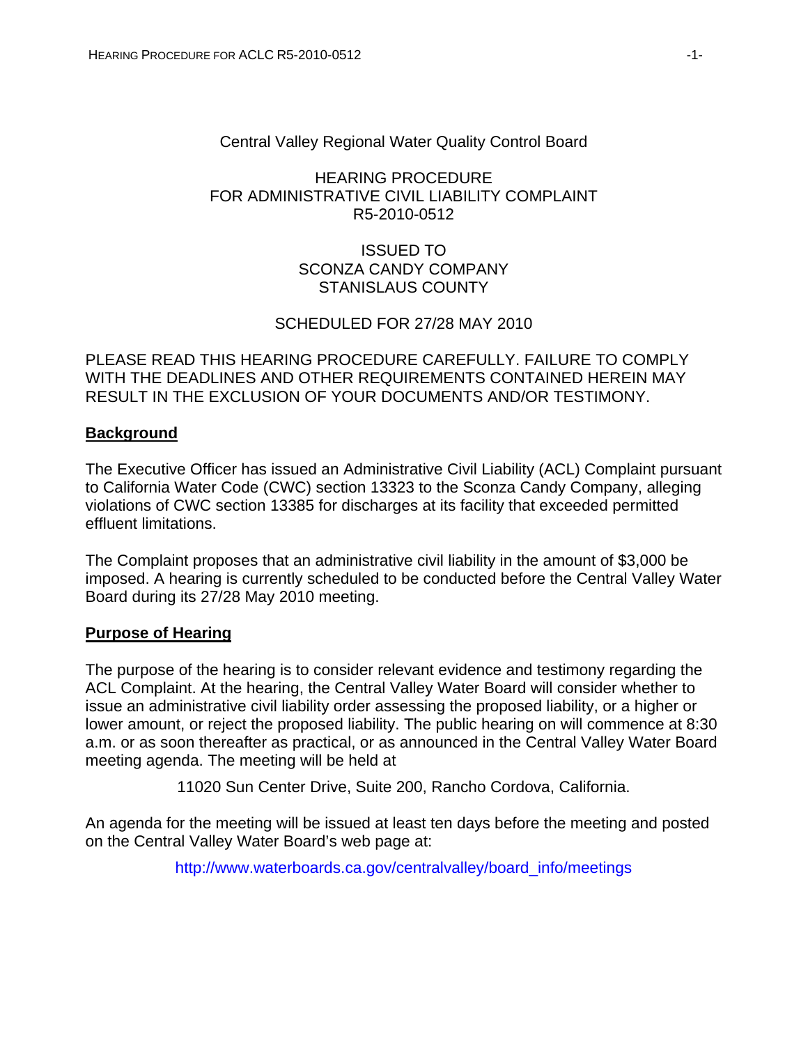Central Valley Regional Water Quality Control Board

HEARING PROCEDURE
FOR ADMINISTRATIVE CIVIL LIABILITY COMPLAINT
R5-2010-0512

ISSUED TO
SCONZA CANDY COMPANY
STANISLAUS COUNTY

SCHEDULED FOR 27/28 MAY 2010

PLEASE READ THIS HEARING PROCEDURE CAREFULLY. FAILURE TO COMPLY WITH THE DEADLINES AND OTHER REQUIREMENTS CONTAINED HEREIN MAY RESULT IN THE EXCLUSION OF YOUR DOCUMENTS AND/OR TESTIMONY.

## Background

The Executive Officer has issued an Administrative Civil Liability (ACL) Complaint pursuant to California Water Code (CWC) section 13323 to the Sconza Candy Company, alleging violations of CWC section 13385 for discharges at its facility that exceeded permitted effluent limitations.

The Complaint proposes that an administrative civil liability in the amount of $3,000 be imposed. A hearing is currently scheduled to be conducted before the Central Valley Water Board during its 27/28 May 2010 meeting.

## Purpose of Hearing

The purpose of the hearing is to consider relevant evidence and testimony regarding the ACL Complaint. At the hearing, the Central Valley Water Board will consider whether to issue an administrative civil liability order assessing the proposed liability, or a higher or lower amount, or reject the proposed liability. The public hearing on will commence at 8:30 a.m. or as soon thereafter as practical, or as announced in the Central Valley Water Board meeting agenda. The meeting will be held at

11020 Sun Center Drive, Suite 200, Rancho Cordova, California.

An agenda for the meeting will be issued at least ten days before the meeting and posted on the Central Valley Water Board's web page at:

http://www.waterboards.ca.gov/centralvalley/board_info/meetings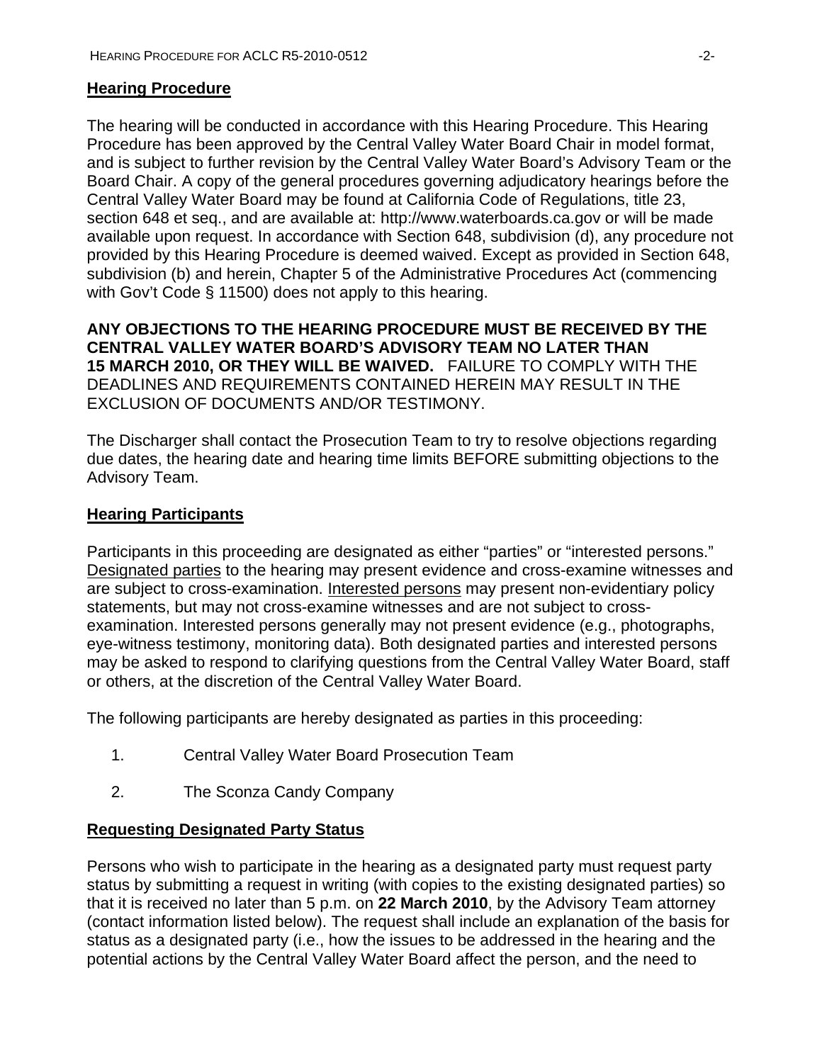## **Hearing Procedure**

The hearing will be conducted in accordance with this Hearing Procedure. This Hearing Procedure has been approved by the Central Valley Water Board Chair in model format, and is subject to further revision by the Central Valley Water Board's Advisory Team or the Board Chair. A copy of the general procedures governing adjudicatory hearings before the Central Valley Water Board may be found at California Code of Regulations, title 23, section 648 et seq., and are available at: http://www.waterboards.ca.gov or will be made available upon request. In accordance with Section 648, subdivision (d), any procedure not provided by this Hearing Procedure is deemed waived. Except as provided in Section 648, subdivision (b) and herein, Chapter 5 of the Administrative Procedures Act (commencing with Gov't Code § 11500) does not apply to this hearing.

**ANY OBJECTIONS TO THE HEARING PROCEDURE MUST BE RECEIVED BY THE CENTRAL VALLEY WATER BOARD'S ADVISORY TEAM NO LATER THAN 15 MARCH 2010, OR THEY WILL BE WAIVED.** FAILURE TO COMPLY WITH THE DEADLINES AND REQUIREMENTS CONTAINED HEREIN MAY RESULT IN THE EXCLUSION OF DOCUMENTS AND/OR TESTIMONY.

The Discharger shall contact the Prosecution Team to try to resolve objections regarding due dates, the hearing date and hearing time limits BEFORE submitting objections to the Advisory Team.

## **Hearing Participants**

Participants in this proceeding are designated as either "parties" or "interested persons." Designated parties to the hearing may present evidence and cross-examine witnesses and are subject to cross-examination. Interested persons may present non-evidentiary policy statements, but may not cross-examine witnesses and are not subject to cross-examination. Interested persons generally may not present evidence (e.g., photographs, eye-witness testimony, monitoring data). Both designated parties and interested persons may be asked to respond to clarifying questions from the Central Valley Water Board, staff or others, at the discretion of the Central Valley Water Board.

The following participants are hereby designated as parties in this proceeding:

1. Central Valley Water Board Prosecution Team
2. The Sconza Candy Company

## **Requesting Designated Party Status**

Persons who wish to participate in the hearing as a designated party must request party status by submitting a request in writing (with copies to the existing designated parties) so that it is received no later than 5 p.m. on **22 March 2010**, by the Advisory Team attorney (contact information listed below). The request shall include an explanation of the basis for status as a designated party (i.e., how the issues to be addressed in the hearing and the potential actions by the Central Valley Water Board affect the person, and the need to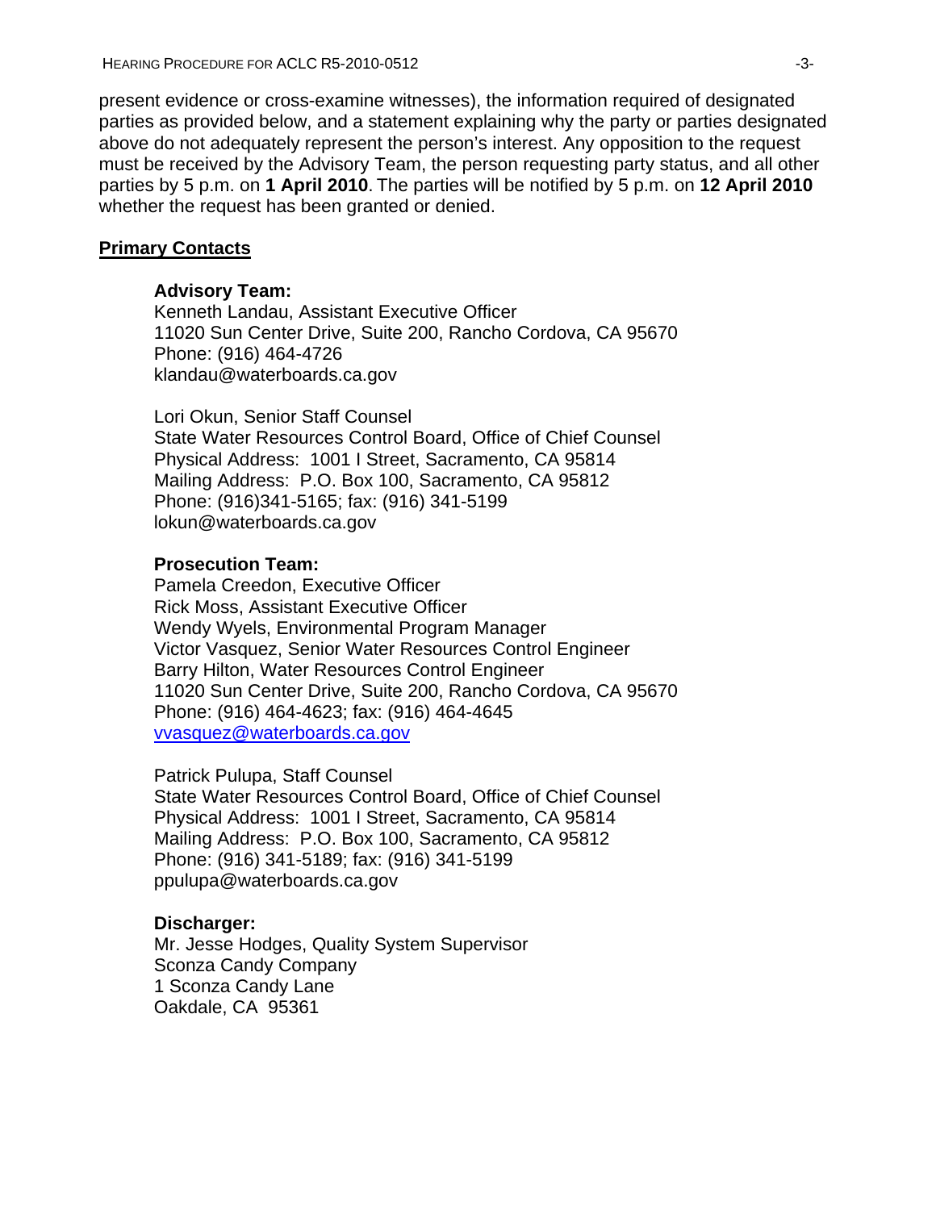present evidence or cross-examine witnesses), the information required of designated parties as provided below, and a statement explaining why the party or parties designated above do not adequately represent the person's interest. Any opposition to the request must be received by the Advisory Team, the person requesting party status, and all other parties by 5 p.m. on **1 April 2010**. The parties will be notified by 5 p.m. on **12 April 2010** whether the request has been granted or denied.

**Primary Contacts**

**Advisory Team:**
Kenneth Landau, Assistant Executive Officer
11020 Sun Center Drive, Suite 200, Rancho Cordova, CA 95670
Phone: (916) 464-4726
klandau@waterboards.ca.gov

Lori Okun, Senior Staff Counsel
State Water Resources Control Board, Office of Chief Counsel
Physical Address: 1001 I Street, Sacramento, CA 95814
Mailing Address: P.O. Box 100, Sacramento, CA 95812
Phone: (916)341-5165; fax: (916) 341-5199
lokun@waterboards.ca.gov

**Prosecution Team:**
Pamela Creedon, Executive Officer
Rick Moss, Assistant Executive Officer
Wendy Wyels, Environmental Program Manager
Victor Vasquez, Senior Water Resources Control Engineer
Barry Hilton, Water Resources Control Engineer
11020 Sun Center Drive, Suite 200, Rancho Cordova, CA 95670
Phone: (916) 464-4623; fax: (916) 464-4645
vvasquez@waterboards.ca.gov

Patrick Pulupa, Staff Counsel
State Water Resources Control Board, Office of Chief Counsel
Physical Address: 1001 I Street, Sacramento, CA 95814
Mailing Address: P.O. Box 100, Sacramento, CA 95812
Phone: (916) 341-5189; fax: (916) 341-5199
ppulupa@waterboards.ca.gov

**Discharger:**
Mr. Jesse Hodges, Quality System Supervisor
Sconza Candy Company
1 Sconza Candy Lane
Oakdale, CA 95361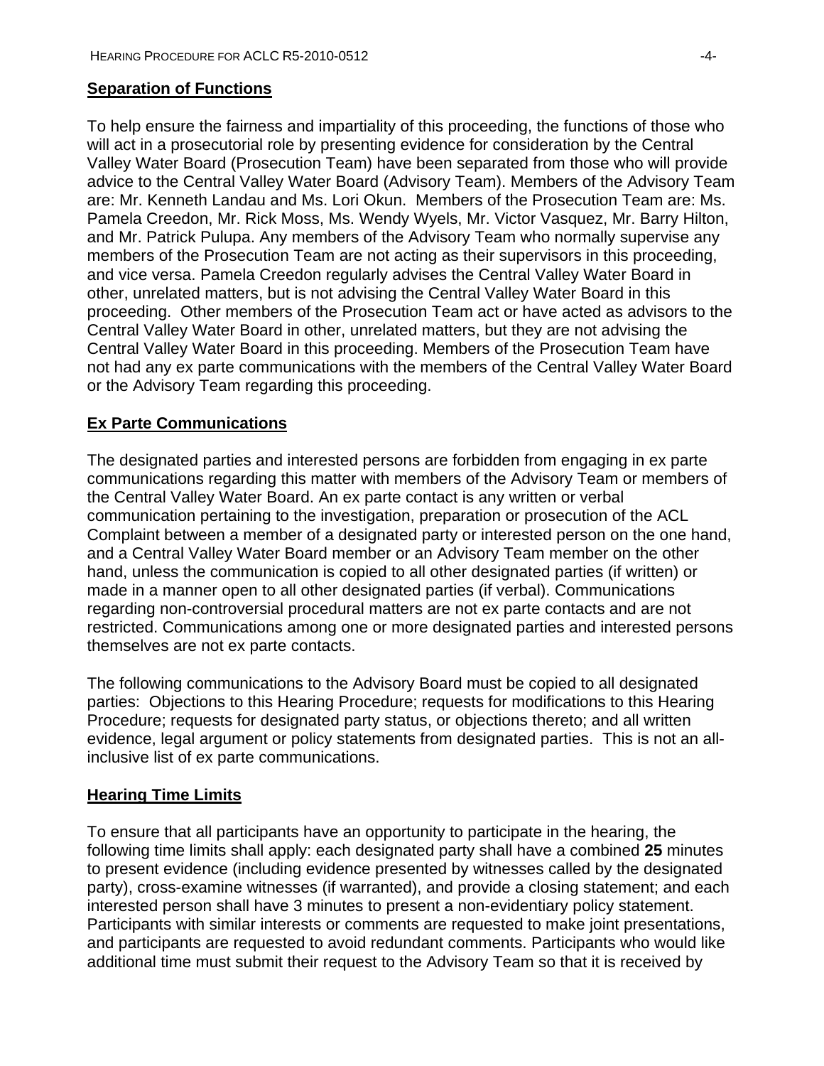## Separation of Functions

To help ensure the fairness and impartiality of this proceeding, the functions of those who will act in a prosecutorial role by presenting evidence for consideration by the Central Valley Water Board (Prosecution Team) have been separated from those who will provide advice to the Central Valley Water Board (Advisory Team). Members of the Advisory Team are: Mr. Kenneth Landau and Ms. Lori Okun. Members of the Prosecution Team are: Ms. Pamela Creedon, Mr. Rick Moss, Ms. Wendy Wyels, Mr. Victor Vasquez, Mr. Barry Hilton, and Mr. Patrick Pulupa. Any members of the Advisory Team who normally supervise any members of the Prosecution Team are not acting as their supervisors in this proceeding, and vice versa. Pamela Creedon regularly advises the Central Valley Water Board in other, unrelated matters, but is not advising the Central Valley Water Board in this proceeding. Other members of the Prosecution Team act or have acted as advisors to the Central Valley Water Board in other, unrelated matters, but they are not advising the Central Valley Water Board in this proceeding. Members of the Prosecution Team have not had any ex parte communications with the members of the Central Valley Water Board or the Advisory Team regarding this proceeding.

## Ex Parte Communications

The designated parties and interested persons are forbidden from engaging in ex parte communications regarding this matter with members of the Advisory Team or members of the Central Valley Water Board. An ex parte contact is any written or verbal communication pertaining to the investigation, preparation or prosecution of the ACL Complaint between a member of a designated party or interested person on the one hand, and a Central Valley Water Board member or an Advisory Team member on the other hand, unless the communication is copied to all other designated parties (if written) or made in a manner open to all other designated parties (if verbal). Communications regarding non-controversial procedural matters are not ex parte contacts and are not restricted. Communications among one or more designated parties and interested persons themselves are not ex parte contacts.

The following communications to the Advisory Board must be copied to all designated parties: Objections to this Hearing Procedure; requests for modifications to this Hearing Procedure; requests for designated party status, or objections thereto; and all written evidence, legal argument or policy statements from designated parties. This is not an all-inclusive list of ex parte communications.

## Hearing Time Limits

To ensure that all participants have an opportunity to participate in the hearing, the following time limits shall apply: each designated party shall have a combined **25** minutes to present evidence (including evidence presented by witnesses called by the designated party), cross-examine witnesses (if warranted), and provide a closing statement; and each interested person shall have 3 minutes to present a non-evidentiary policy statement. Participants with similar interests or comments are requested to make joint presentations, and participants are requested to avoid redundant comments. Participants who would like additional time must submit their request to the Advisory Team so that it is received by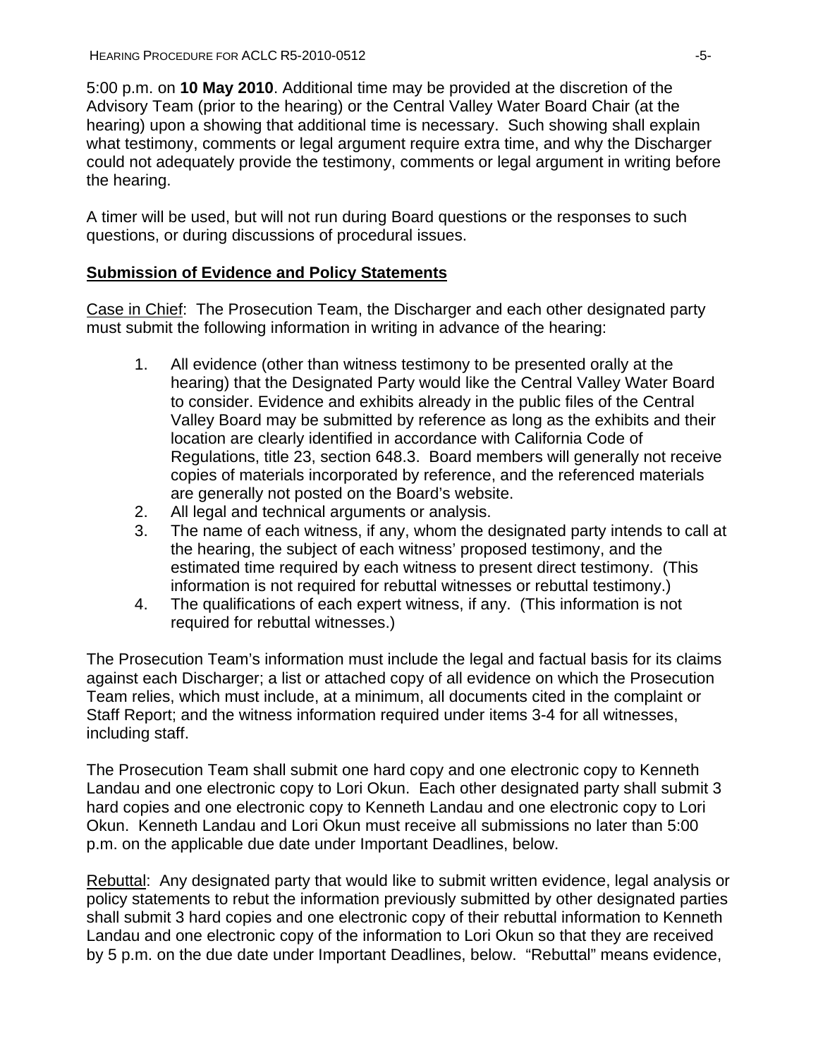5:00 p.m. on **10 May 2010**. Additional time may be provided at the discretion of the Advisory Team (prior to the hearing) or the Central Valley Water Board Chair (at the hearing) upon a showing that additional time is necessary. Such showing shall explain what testimony, comments or legal argument require extra time, and why the Discharger could not adequately provide the testimony, comments or legal argument in writing before the hearing.

A timer will be used, but will not run during Board questions or the responses to such questions, or during discussions of procedural issues.

## Submission of Evidence and Policy Statements

Case in Chief: The Prosecution Team, the Discharger and each other designated party must submit the following information in writing in advance of the hearing:

1. All evidence (other than witness testimony to be presented orally at the hearing) that the Designated Party would like the Central Valley Water Board to consider. Evidence and exhibits already in the public files of the Central Valley Board may be submitted by reference as long as the exhibits and their location are clearly identified in accordance with California Code of Regulations, title 23, section 648.3. Board members will generally not receive copies of materials incorporated by reference, and the referenced materials are generally not posted on the Board's website.
2. All legal and technical arguments or analysis.
3. The name of each witness, if any, whom the designated party intends to call at the hearing, the subject of each witness' proposed testimony, and the estimated time required by each witness to present direct testimony. (This information is not required for rebuttal witnesses or rebuttal testimony.)
4. The qualifications of each expert witness, if any. (This information is not required for rebuttal witnesses.)

The Prosecution Team's information must include the legal and factual basis for its claims against each Discharger; a list or attached copy of all evidence on which the Prosecution Team relies, which must include, at a minimum, all documents cited in the complaint or Staff Report; and the witness information required under items 3-4 for all witnesses, including staff.

The Prosecution Team shall submit one hard copy and one electronic copy to Kenneth Landau and one electronic copy to Lori Okun. Each other designated party shall submit 3 hard copies and one electronic copy to Kenneth Landau and one electronic copy to Lori Okun. Kenneth Landau and Lori Okun must receive all submissions no later than 5:00 p.m. on the applicable due date under Important Deadlines, below.

Rebuttal: Any designated party that would like to submit written evidence, legal analysis or policy statements to rebut the information previously submitted by other designated parties shall submit 3 hard copies and one electronic copy of their rebuttal information to Kenneth Landau and one electronic copy of the information to Lori Okun so that they are received by 5 p.m. on the due date under Important Deadlines, below. "Rebuttal" means evidence,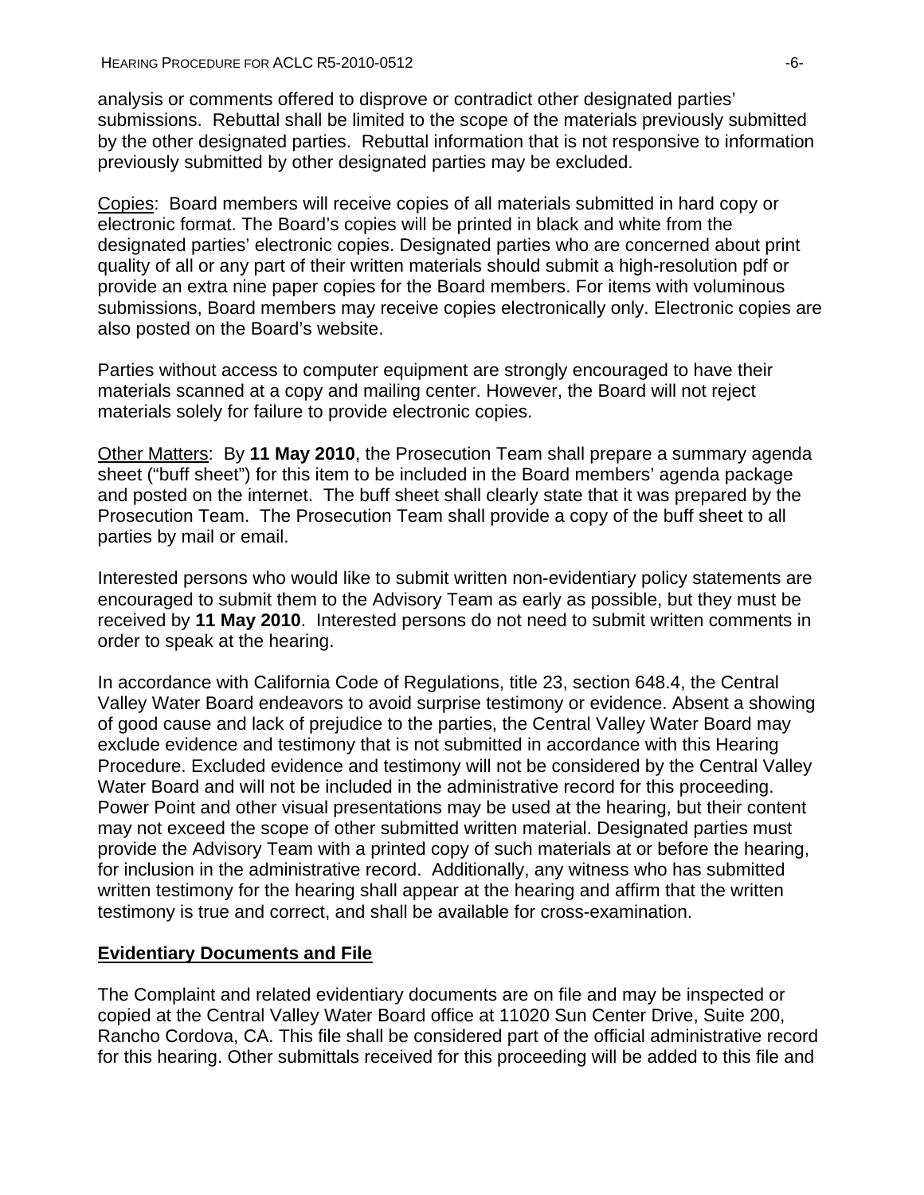analysis or comments offered to disprove or contradict other designated parties' submissions. Rebuttal shall be limited to the scope of the materials previously submitted by the other designated parties. Rebuttal information that is not responsive to information previously submitted by other designated parties may be excluded.

Copies: Board members will receive copies of all materials submitted in hard copy or electronic format. The Board's copies will be printed in black and white from the designated parties' electronic copies. Designated parties who are concerned about print quality of all or any part of their written materials should submit a high-resolution pdf or provide an extra nine paper copies for the Board members. For items with voluminous submissions, Board members may receive copies electronically only. Electronic copies are also posted on the Board's website.

Parties without access to computer equipment are strongly encouraged to have their materials scanned at a copy and mailing center. However, the Board will not reject materials solely for failure to provide electronic copies.

Other Matters: By **11 May 2010**, the Prosecution Team shall prepare a summary agenda sheet ("buff sheet") for this item to be included in the Board members' agenda package and posted on the internet. The buff sheet shall clearly state that it was prepared by the Prosecution Team. The Prosecution Team shall provide a copy of the buff sheet to all parties by mail or email.

Interested persons who would like to submit written non-evidentiary policy statements are encouraged to submit them to the Advisory Team as early as possible, but they must be received by **11 May 2010**. Interested persons do not need to submit written comments in order to speak at the hearing.

In accordance with California Code of Regulations, title 23, section 648.4, the Central Valley Water Board endeavors to avoid surprise testimony or evidence. Absent a showing of good cause and lack of prejudice to the parties, the Central Valley Water Board may exclude evidence and testimony that is not submitted in accordance with this Hearing Procedure. Excluded evidence and testimony will not be considered by the Central Valley Water Board and will not be included in the administrative record for this proceeding. Power Point and other visual presentations may be used at the hearing, but their content may not exceed the scope of other submitted written material. Designated parties must provide the Advisory Team with a printed copy of such materials at or before the hearing, for inclusion in the administrative record. Additionally, any witness who has submitted written testimony for the hearing shall appear at the hearing and affirm that the written testimony is true and correct, and shall be available for cross-examination.

## Evidentiary Documents and File

The Complaint and related evidentiary documents are on file and may be inspected or copied at the Central Valley Water Board office at 11020 Sun Center Drive, Suite 200, Rancho Cordova, CA. This file shall be considered part of the official administrative record for this hearing. Other submittals received for this proceeding will be added to this file and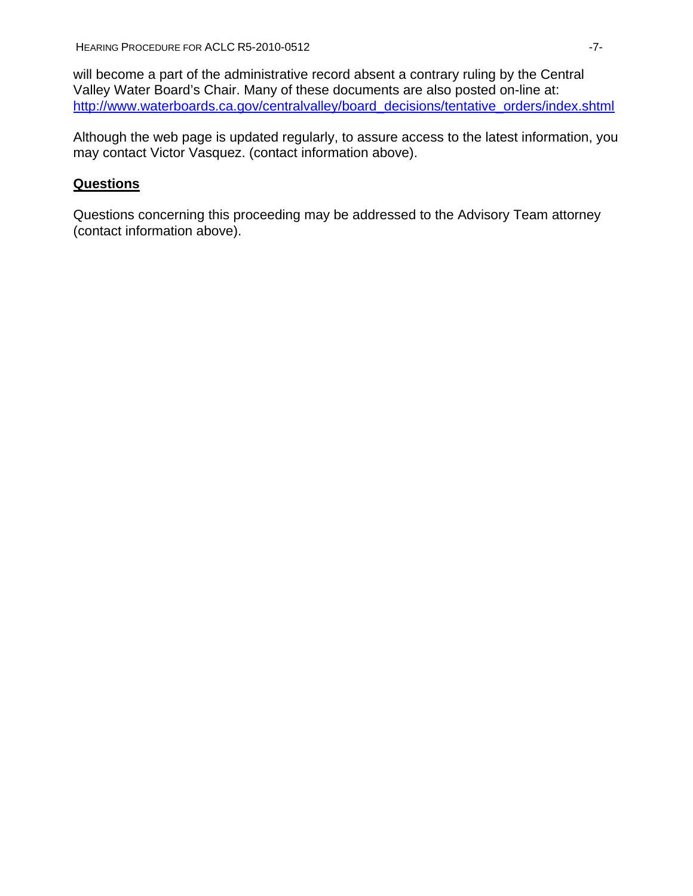will become a part of the administrative record absent a contrary ruling by the Central Valley Water Board's Chair. Many of these documents are also posted on-line at: http://www.waterboards.ca.gov/centralvalley/board_decisions/tentative_orders/index.shtml

Although the web page is updated regularly, to assure access to the latest information, you may contact Victor Vasquez. (contact information above).

## Questions

Questions concerning this proceeding may be addressed to the Advisory Team attorney (contact information above).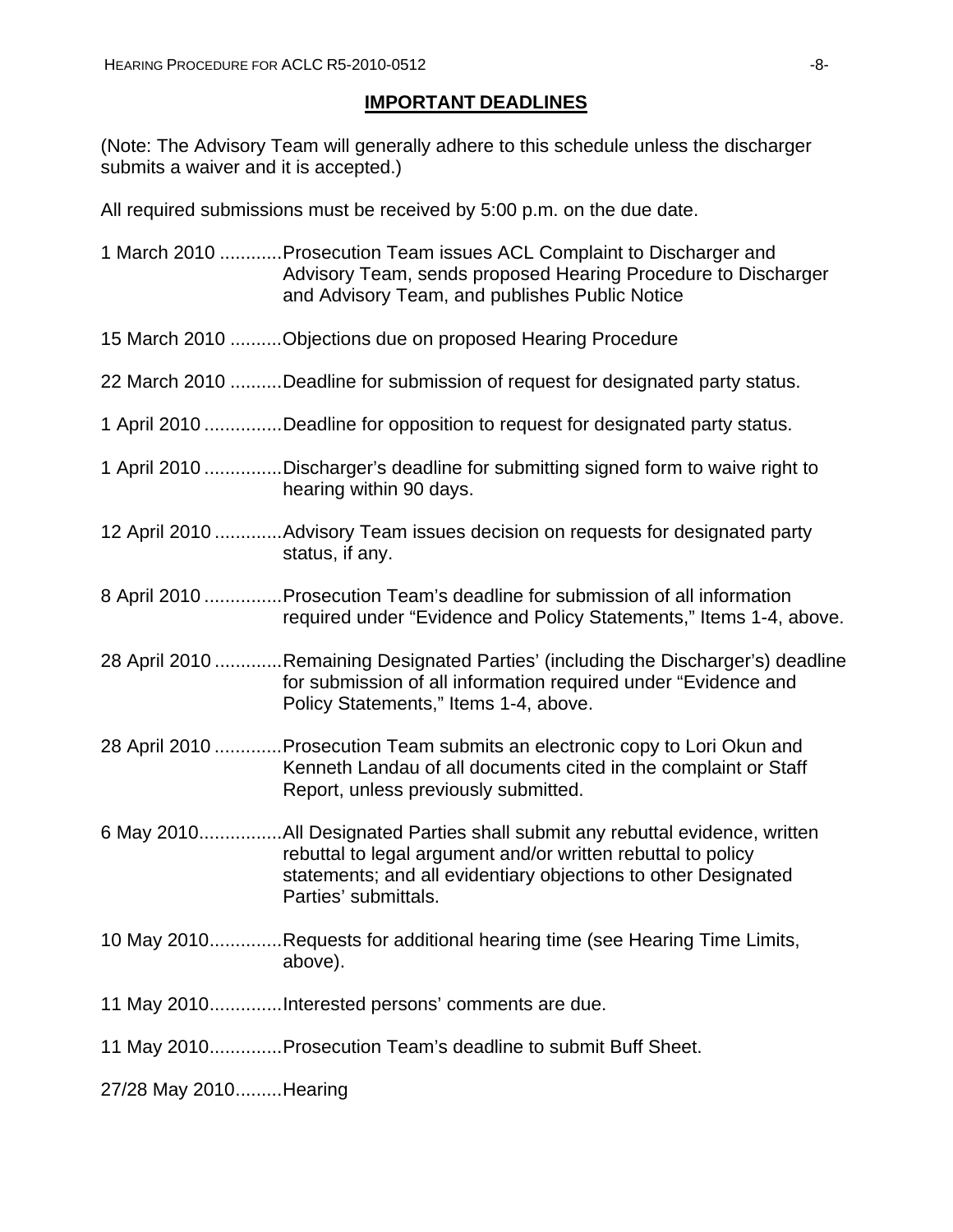## IMPORTANT DEADLINES

(Note: The Advisory Team will generally adhere to this schedule unless the discharger submits a waiver and it is accepted.)

All required submissions must be received by 5:00 p.m. on the due date.

1 March 2010 ............Prosecution Team issues ACL Complaint to Discharger and Advisory Team, sends proposed Hearing Procedure to Discharger and Advisory Team, and publishes Public Notice

15 March 2010 ..........Objections due on proposed Hearing Procedure

22 March 2010 ..........Deadline for submission of request for designated party status.

1 April 2010 ...............Deadline for opposition to request for designated party status.

1 April 2010 ...............Discharger's deadline for submitting signed form to waive right to hearing within 90 days.

12 April 2010 .............Advisory Team issues decision on requests for designated party status, if any.

8 April 2010 ...............Prosecution Team's deadline for submission of all information required under "Evidence and Policy Statements," Items 1-4, above.

28 April 2010 .............Remaining Designated Parties' (including the Discharger's) deadline for submission of all information required under "Evidence and Policy Statements," Items 1-4, above.

28 April 2010 .............Prosecution Team submits an electronic copy to Lori Okun and Kenneth Landau of all documents cited in the complaint or Staff Report, unless previously submitted.

6 May 2010................All Designated Parties shall submit any rebuttal evidence, written rebuttal to legal argument and/or written rebuttal to policy statements; and all evidentiary objections to other Designated Parties' submittals.

10 May 2010..............Requests for additional hearing time (see Hearing Time Limits, above).

11 May 2010..............Interested persons' comments are due.

11 May 2010..............Prosecution Team's deadline to submit Buff Sheet.

27/28 May 2010.........Hearing